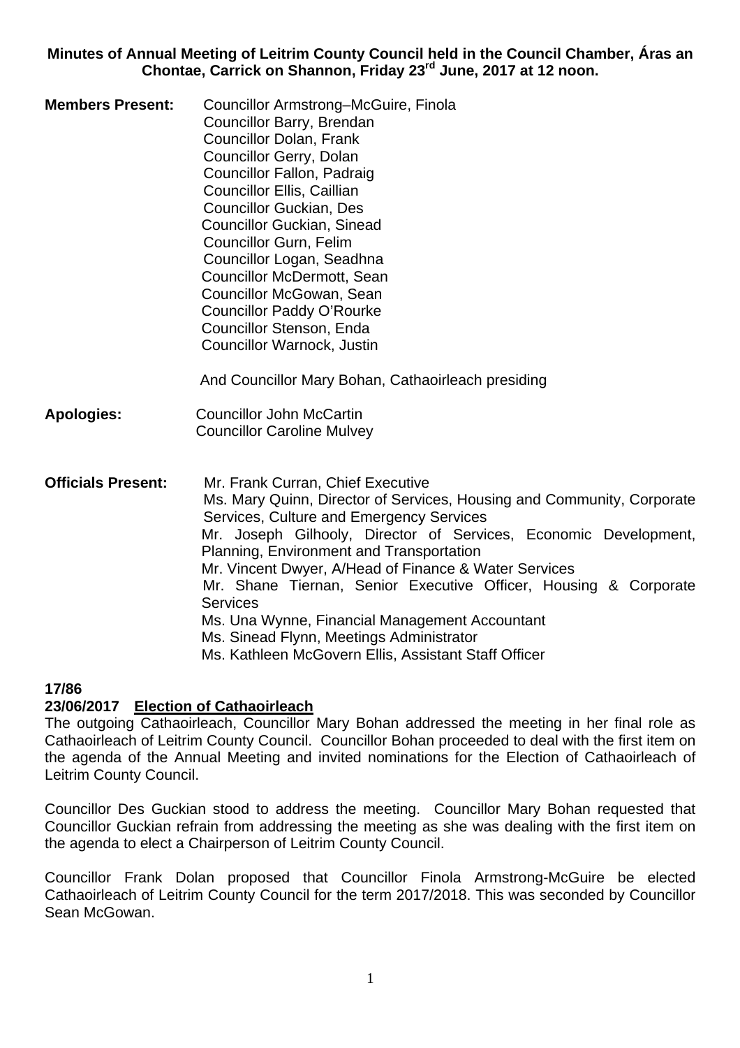**Minutes of Annual Meeting of Leitrim County Council held in the Council Chamber, Áras an Chontae, Carrick on Shannon, Friday 23rd June, 2017 at 12 noon.**

**Members Present:** Councillor Armstrong–McGuire, Finola
Councillor Barry, Brendan
Councillor Dolan, Frank
Councillor Gerry, Dolan
Councillor Fallon, Padraig
Councillor Ellis, Caillian
Councillor Guckian, Des
Councillor Guckian, Sinead
Councillor Gurn, Felim
Councillor Logan, Seadhna
Councillor McDermott, Sean
Councillor McGowan, Sean
Councillor Paddy O'Rourke
Councillor Stenson, Enda
Councillor Warnock, Justin

And Councillor Mary Bohan, Cathaoirleach presiding

**Apologies:** Councillor John McCartin
Councillor Caroline Mulvey

**Officials Present:** Mr. Frank Curran, Chief Executive
Ms. Mary Quinn, Director of Services, Housing and Community, Corporate Services, Culture and Emergency Services
Mr. Joseph Gilhooly, Director of Services, Economic Development, Planning, Environment and Transportation
Mr. Vincent Dwyer, A/Head of Finance & Water Services
Mr. Shane Tiernan, Senior Executive Officer, Housing & Corporate Services
Ms. Una Wynne, Financial Management Accountant
Ms. Sinead Flynn, Meetings Administrator
Ms. Kathleen McGovern Ellis, Assistant Staff Officer

**17/86**
**23/06/2017 Election of Cathaoirleach**

The outgoing Cathaoirleach, Councillor Mary Bohan addressed the meeting in her final role as Cathaoirleach of Leitrim County Council. Councillor Bohan proceeded to deal with the first item on the agenda of the Annual Meeting and invited nominations for the Election of Cathaoirleach of Leitrim County Council.

Councillor Des Guckian stood to address the meeting. Councillor Mary Bohan requested that Councillor Guckian refrain from addressing the meeting as she was dealing with the first item on the agenda to elect a Chairperson of Leitrim County Council.

Councillor Frank Dolan proposed that Councillor Finola Armstrong-McGuire be elected Cathaoirleach of Leitrim County Council for the term 2017/2018. This was seconded by Councillor Sean McGowan.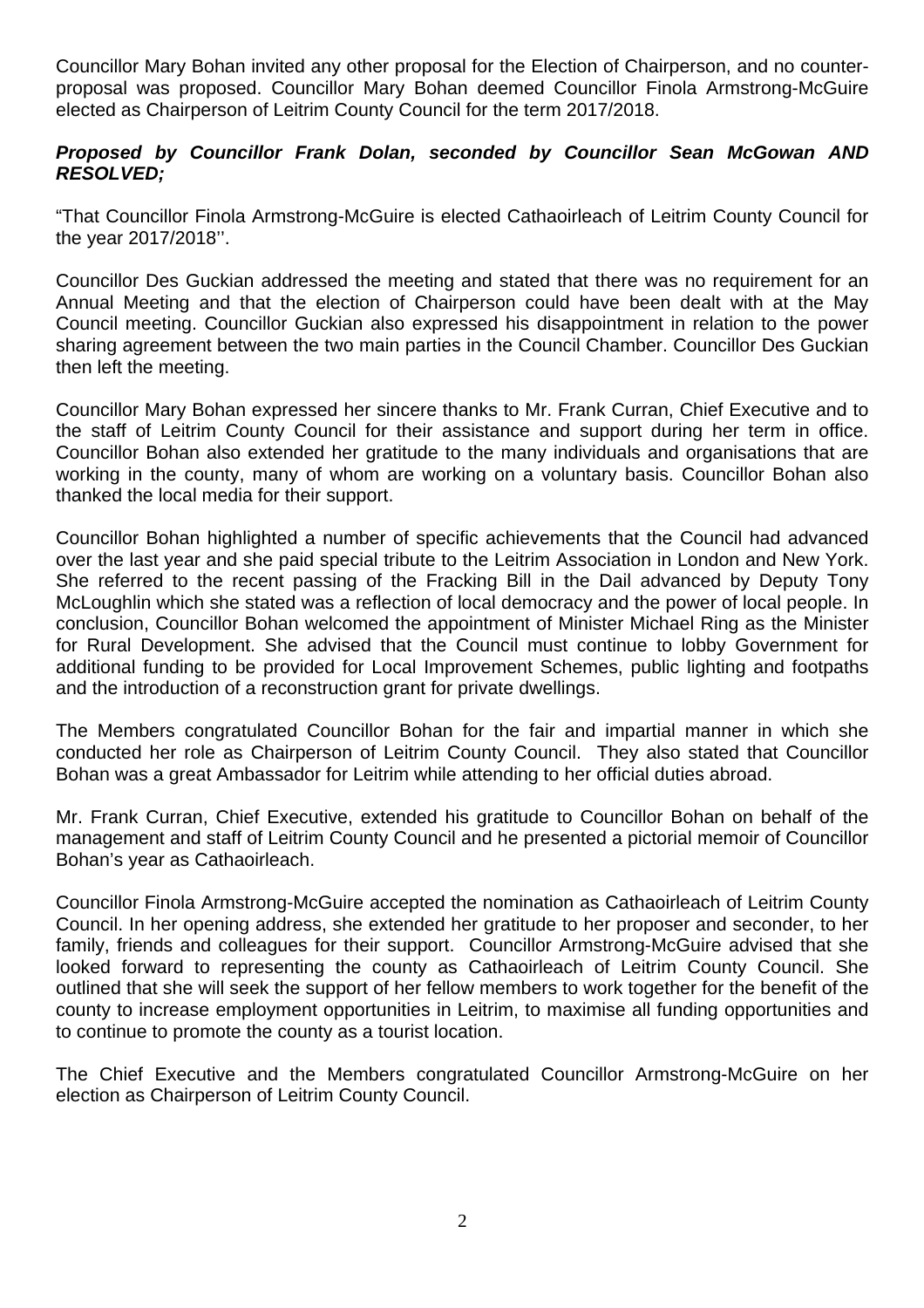Councillor Mary Bohan invited any other proposal for the Election of Chairperson, and no counter-proposal was proposed. Councillor Mary Bohan deemed Councillor Finola Armstrong-McGuire elected as Chairperson of Leitrim County Council for the term 2017/2018.

***Proposed by Councillor Frank Dolan, seconded by Councillor Sean McGowan AND RESOLVED;***

"That Councillor Finola Armstrong-McGuire is elected Cathaoirleach of Leitrim County Council for the year 2017/2018''.

Councillor Des Guckian addressed the meeting and stated that there was no requirement for an Annual Meeting and that the election of Chairperson could have been dealt with at the May Council meeting. Councillor Guckian also expressed his disappointment in relation to the power sharing agreement between the two main parties in the Council Chamber. Councillor Des Guckian then left the meeting.

Councillor Mary Bohan expressed her sincere thanks to Mr. Frank Curran, Chief Executive and to the staff of Leitrim County Council for their assistance and support during her term in office. Councillor Bohan also extended her gratitude to the many individuals and organisations that are working in the county, many of whom are working on a voluntary basis. Councillor Bohan also thanked the local media for their support.

Councillor Bohan highlighted a number of specific achievements that the Council had advanced over the last year and she paid special tribute to the Leitrim Association in London and New York. She referred to the recent passing of the Fracking Bill in the Dail advanced by Deputy Tony McLoughlin which she stated was a reflection of local democracy and the power of local people. In conclusion, Councillor Bohan welcomed the appointment of Minister Michael Ring as the Minister for Rural Development. She advised that the Council must continue to lobby Government for additional funding to be provided for Local Improvement Schemes, public lighting and footpaths and the introduction of a reconstruction grant for private dwellings.

The Members congratulated Councillor Bohan for the fair and impartial manner in which she conducted her role as Chairperson of Leitrim County Council. They also stated that Councillor Bohan was a great Ambassador for Leitrim while attending to her official duties abroad.

Mr. Frank Curran, Chief Executive, extended his gratitude to Councillor Bohan on behalf of the management and staff of Leitrim County Council and he presented a pictorial memoir of Councillor Bohan's year as Cathaoirleach.

Councillor Finola Armstrong-McGuire accepted the nomination as Cathaoirleach of Leitrim County Council. In her opening address, she extended her gratitude to her proposer and seconder, to her family, friends and colleagues for their support. Councillor Armstrong-McGuire advised that she looked forward to representing the county as Cathaoirleach of Leitrim County Council. She outlined that she will seek the support of her fellow members to work together for the benefit of the county to increase employment opportunities in Leitrim, to maximise all funding opportunities and to continue to promote the county as a tourist location.

The Chief Executive and the Members congratulated Councillor Armstrong-McGuire on her election as Chairperson of Leitrim County Council.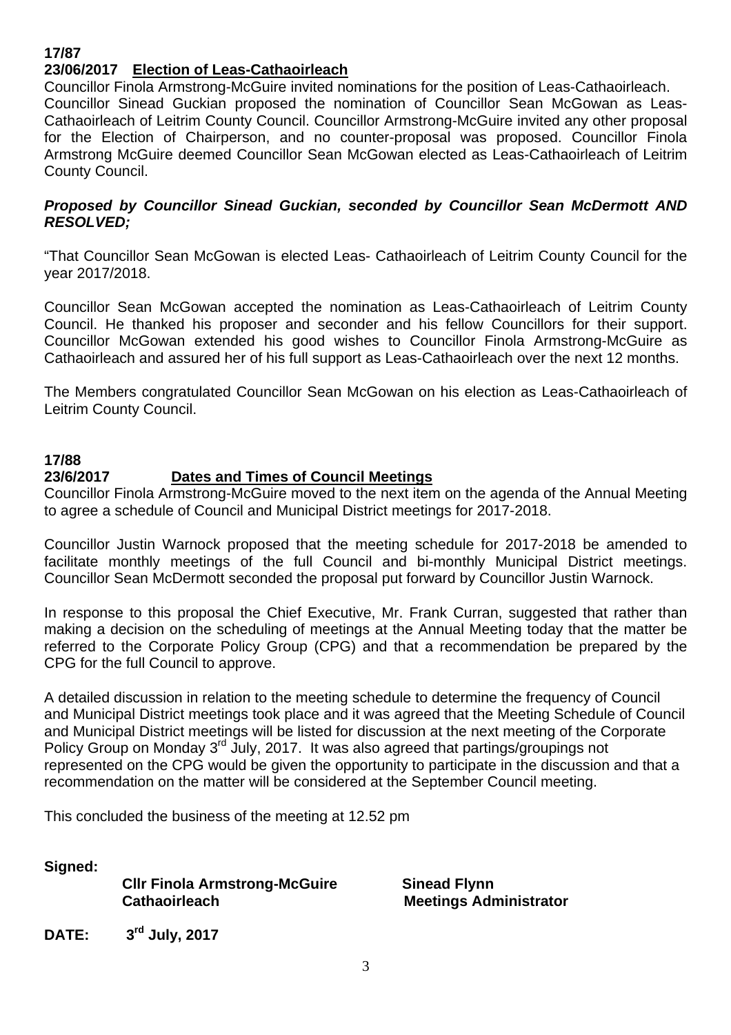**17/87**
**23/06/2017 Election of Leas-Cathaoirleach**

Councillor Finola Armstrong-McGuire invited nominations for the position of Leas-Cathaoirleach. Councillor Sinead Guckian proposed the nomination of Councillor Sean McGowan as Leas-Cathaoirleach of Leitrim County Council. Councillor Armstrong-McGuire invited any other proposal for the Election of Chairperson, and no counter-proposal was proposed. Councillor Finola Armstrong McGuire deemed Councillor Sean McGowan elected as Leas-Cathaoirleach of Leitrim County Council.

***Proposed by Councillor Sinead Guckian, seconded by Councillor Sean McDermott AND RESOLVED;***

"That Councillor Sean McGowan is elected Leas- Cathaoirleach of Leitrim County Council for the year 2017/2018.

Councillor Sean McGowan accepted the nomination as Leas-Cathaoirleach of Leitrim County Council. He thanked his proposer and seconder and his fellow Councillors for their support. Councillor McGowan extended his good wishes to Councillor Finola Armstrong-McGuire as Cathaoirleach and assured her of his full support as Leas-Cathaoirleach over the next 12 months.

The Members congratulated Councillor Sean McGowan on his election as Leas-Cathaoirleach of Leitrim County Council.

**17/88**
**23/6/2017 Dates and Times of Council Meetings**

Councillor Finola Armstrong-McGuire moved to the next item on the agenda of the Annual Meeting to agree a schedule of Council and Municipal District meetings for 2017-2018.

Councillor Justin Warnock proposed that the meeting schedule for 2017-2018 be amended to facilitate monthly meetings of the full Council and bi-monthly Municipal District meetings. Councillor Sean McDermott seconded the proposal put forward by Councillor Justin Warnock.

In response to this proposal the Chief Executive, Mr. Frank Curran, suggested that rather than making a decision on the scheduling of meetings at the Annual Meeting today that the matter be referred to the Corporate Policy Group (CPG) and that a recommendation be prepared by the CPG for the full Council to approve.

A detailed discussion in relation to the meeting schedule to determine the frequency of Council and Municipal District meetings took place and it was agreed that the Meeting Schedule of Council and Municipal District meetings will be listed for discussion at the next meeting of the Corporate Policy Group on Monday 3rd July, 2017. It was also agreed that partings/groupings not represented on the CPG would be given the opportunity to participate in the discussion and that a recommendation on the matter will be considered at the September Council meeting.

This concluded the business of the meeting at 12.52 pm

**Signed:**

**Cllr Finola Armstrong-McGuire**
**Cathaoirleach**

**Sinead Flynn**
**Meetings Administrator**

**DATE: 3rd July, 2017**